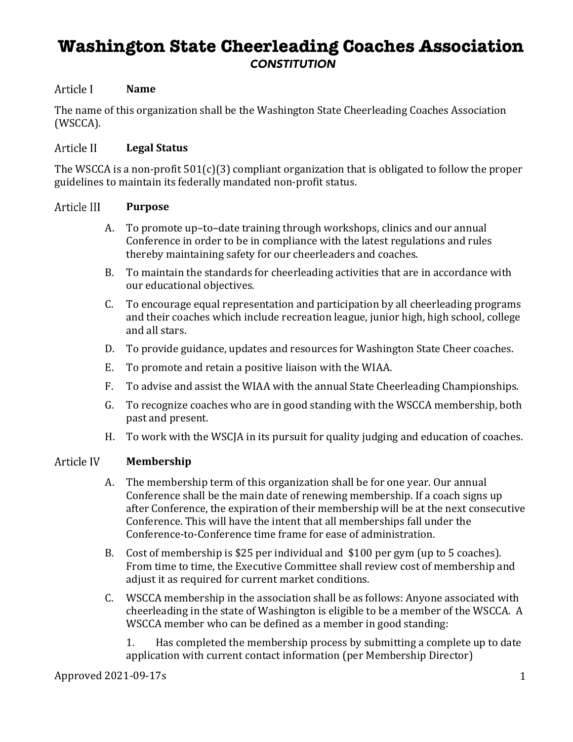# Washington State Cheerleading Coaches Association

## *CONSTITUTION*

### Article I Name

The name of this organization shall be the Washington State Cheerleading Coaches Association (WSCCA).

### Article II Legal Status

The WSCCA is a non-profit 501(c)(3) compliant organization that is obligated to follow the proper guidelines to maintain its federally mandated non-profit status.

### Article III Purpose

A. To promote up–to–date training through workshops, clinics and our annual Conference in order to be in compliance with the latest regulations and rules thereby maintaining safety for our cheerleaders and coaches.

B. To maintain the standards for cheerleading activities that are in accordance with our educational objectives.

C. To encourage equal representation and participation by all cheerleading programs and their coaches which include recreation league, junior high, high school, college and all stars.

D. To provide guidance, updates and resources for Washington State Cheer coaches.

E. To promote and retain a positive liaison with the WIAA.

F. To advise and assist the WIAA with the annual State Cheerleading Championships.

G. To recognize coaches who are in good standing with the WSCCA membership, both past and present.

H. To work with the WSCJA in its pursuit for quality judging and education of coaches.

### Article IV Membership

A. The membership term of this organization shall be for one year. Our annual Conference shall be the main date of renewing membership. If a coach signs up after Conference, the expiration of their membership will be at the next consecutive Conference. This will have the intent that all memberships fall under the Conference-to-Conference time frame for ease of administration.

B. Cost of membership is $25 per individual and $100 per gym (up to 5 coaches). From time to time, the Executive Committee shall review cost of membership and adjust it as required for current market conditions.

C. WSCCA membership in the association shall be as follows: Anyone associated with cheerleading in the state of Washington is eligible to be a member of the WSCCA. A WSCCA member who can be defined as a member in good standing:

1. Has completed the membership process by submitting a complete up to date application with current contact information (per Membership Director)

Approved 2021-09-17s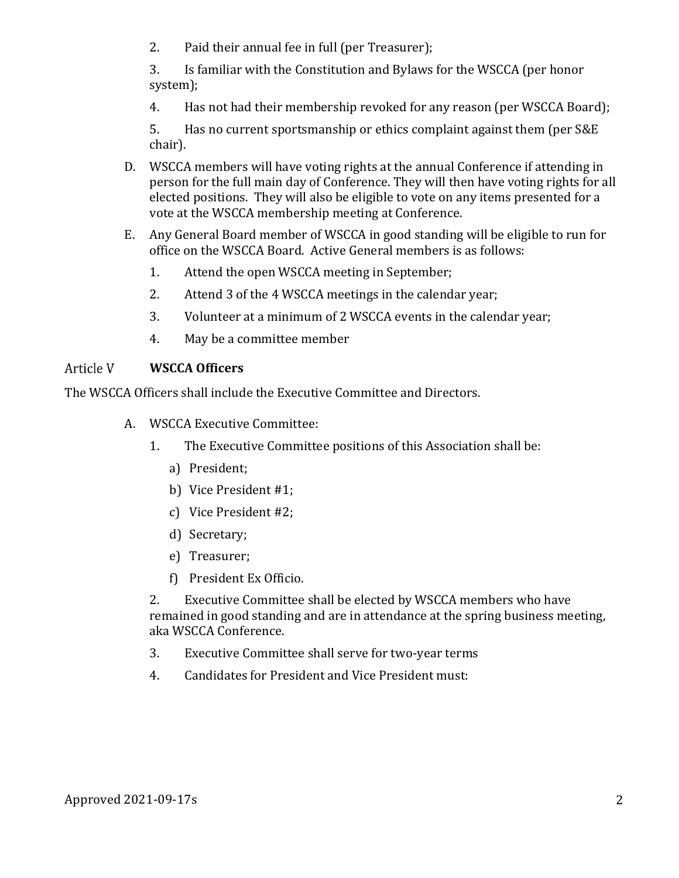2. Paid their annual fee in full (per Treasurer);

3. Is familiar with the Constitution and Bylaws for the WSCCA (per honor system);

4. Has not had their membership revoked for any reason (per WSCCA Board);

5. Has no current sportsmanship or ethics complaint against them (per S&E chair).

D. WSCCA members will have voting rights at the annual Conference if attending in person for the full main day of Conference. They will then have voting rights for all elected positions. They will also be eligible to vote on any items presented for a vote at the WSCCA membership meeting at Conference.

E. Any General Board member of WSCCA in good standing will be eligible to run for office on the WSCCA Board. Active General members is as follows:

1. Attend the open WSCCA meeting in September;
2. Attend 3 of the 4 WSCCA meetings in the calendar year;
3. Volunteer at a minimum of 2 WSCCA events in the calendar year;
4. May be a committee member

## Article V **WSCCA Officers**

The WSCCA Officers shall include the Executive Committee and Directors.

A. WSCCA Executive Committee:

1. The Executive Committee positions of this Association shall be:
   a) President;
   b) Vice President #1;
   c) Vice President #2;
   d) Secretary;
   e) Treasurer;
   f) President Ex Officio.

2. Executive Committee shall be elected by WSCCA members who have remained in good standing and are in attendance at the spring business meeting, aka WSCCA Conference.

3. Executive Committee shall serve for two-year terms

4. Candidates for President and Vice President must:

Approved 2021-09-17s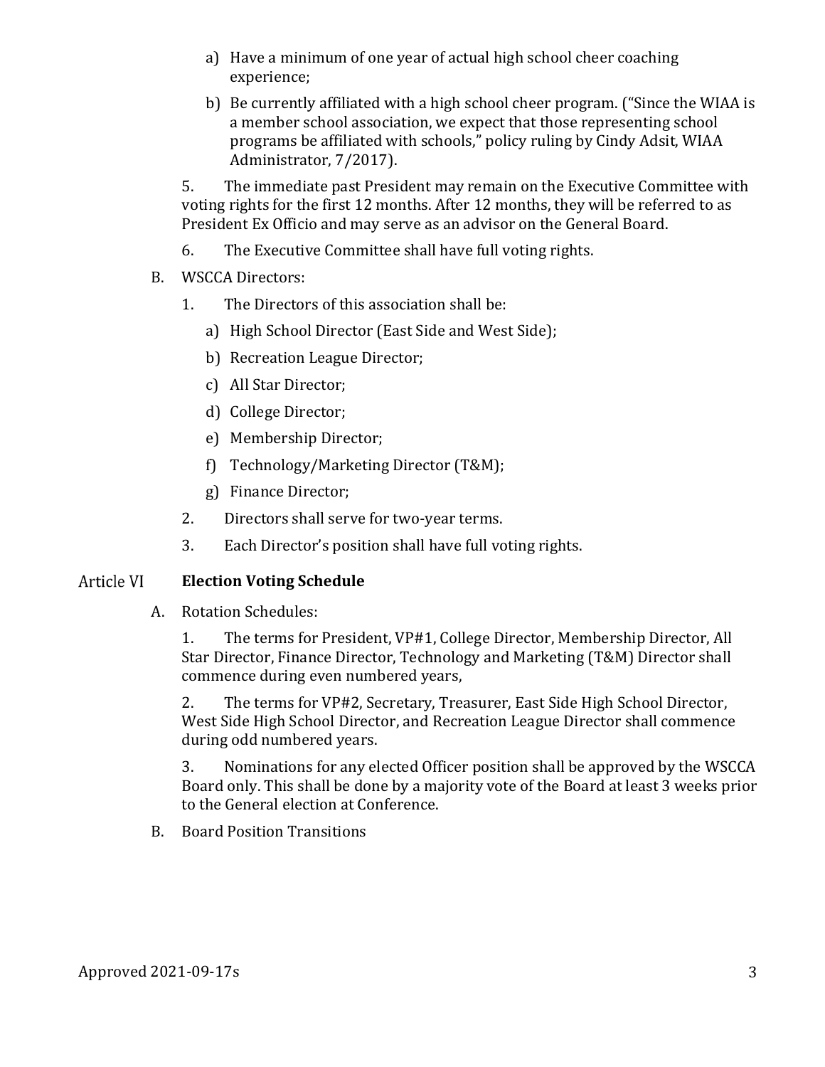a) Have a minimum of one year of actual high school cheer coaching experience;

b) Be currently affiliated with a high school cheer program. ("Since the WIAA is a member school association, we expect that those representing school programs be affiliated with schools," policy ruling by Cindy Adsit, WIAA Administrator, 7/2017).

5. The immediate past President may remain on the Executive Committee with voting rights for the first 12 months. After 12 months, they will be referred to as President Ex Officio and may serve as an advisor on the General Board.

6. The Executive Committee shall have full voting rights.

B. WSCCA Directors:

1. The Directors of this association shall be:

   a) High School Director (East Side and West Side);

   b) Recreation League Director;

   c) All Star Director;

   d) College Director;

   e) Membership Director;

   f) Technology/Marketing Director (T&M);

   g) Finance Director;

2. Directors shall serve for two-year terms.

3. Each Director's position shall have full voting rights.

## Article VI **Election Voting Schedule**

A. Rotation Schedules:

1. The terms for President, VP#1, College Director, Membership Director, All Star Director, Finance Director, Technology and Marketing (T&M) Director shall commence during even numbered years,

2. The terms for VP#2, Secretary, Treasurer, East Side High School Director, West Side High School Director, and Recreation League Director shall commence during odd numbered years.

3. Nominations for any elected Officer position shall be approved by the WSCCA Board only. This shall be done by a majority vote of the Board at least 3 weeks prior to the General election at Conference.

B. Board Position Transitions

Approved 2021-09-17s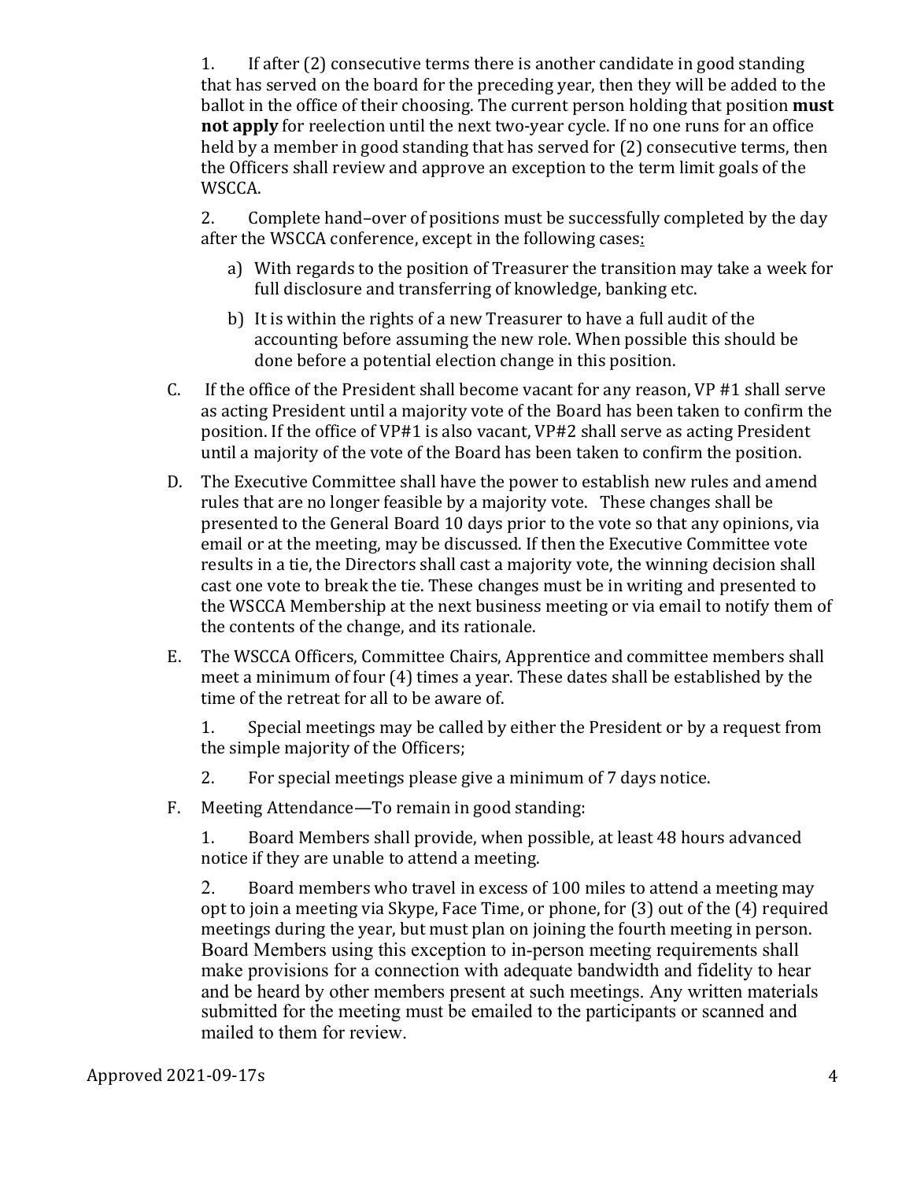1. If after (2) consecutive terms there is another candidate in good standing that has served on the board for the preceding year, then they will be added to the ballot in the office of their choosing. The current person holding that position **must not apply** for reelection until the next two-year cycle. If no one runs for an office held by a member in good standing that has served for (2) consecutive terms, then the Officers shall review and approve an exception to the term limit goals of the WSCCA.

2. Complete hand–over of positions must be successfully completed by the day after the WSCCA conference, except in the following cases:

   a) With regards to the position of Treasurer the transition may take a week for full disclosure and transferring of knowledge, banking etc.

   b) It is within the rights of a new Treasurer to have a full audit of the accounting before assuming the new role. When possible this should be done before a potential election change in this position.

C. If the office of the President shall become vacant for any reason, VP #1 shall serve as acting President until a majority vote of the Board has been taken to confirm the position. If the office of VP#1 is also vacant, VP#2 shall serve as acting President until a majority of the vote of the Board has been taken to confirm the position.

D. The Executive Committee shall have the power to establish new rules and amend rules that are no longer feasible by a majority vote. These changes shall be presented to the General Board 10 days prior to the vote so that any opinions, via email or at the meeting, may be discussed. If then the Executive Committee vote results in a tie, the Directors shall cast a majority vote, the winning decision shall cast one vote to break the tie. These changes must be in writing and presented to the WSCCA Membership at the next business meeting or via email to notify them of the contents of the change, and its rationale.

E. The WSCCA Officers, Committee Chairs, Apprentice and committee members shall meet a minimum of four (4) times a year. These dates shall be established by the time of the retreat for all to be aware of.

1. Special meetings may be called by either the President or by a request from the simple majority of the Officers;

2. For special meetings please give a minimum of 7 days notice.

F. Meeting Attendance—To remain in good standing:

1. Board Members shall provide, when possible, at least 48 hours advanced notice if they are unable to attend a meeting.

2. Board members who travel in excess of 100 miles to attend a meeting may opt to join a meeting via Skype, Face Time, or phone, for (3) out of the (4) required meetings during the year, but must plan on joining the fourth meeting in person. Board Members using this exception to in-person meeting requirements shall make provisions for a connection with adequate bandwidth and fidelity to hear and be heard by other members present at such meetings. Any written materials submitted for the meeting must be emailed to the participants or scanned and mailed to them for review.

Approved 2021-09-17s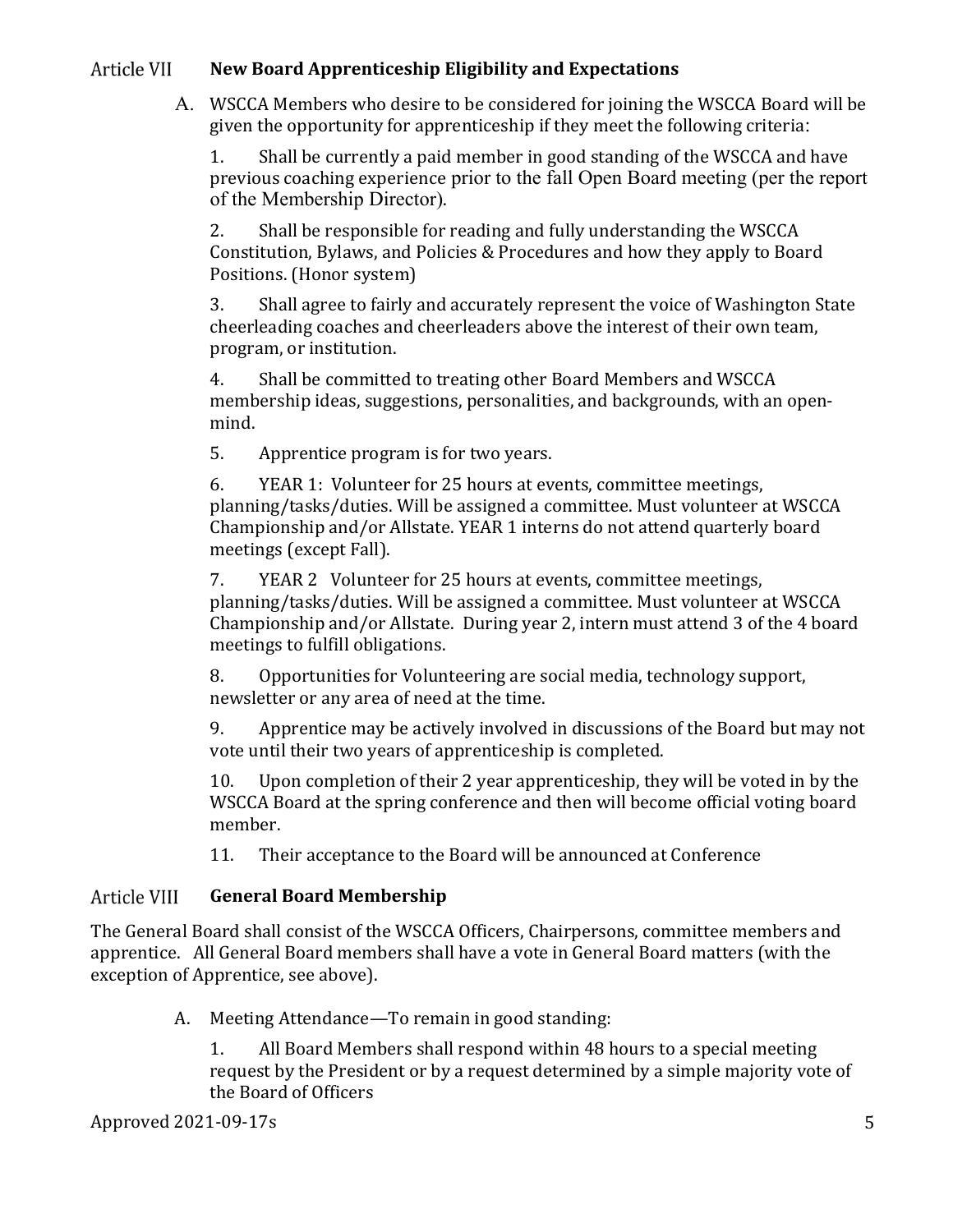## Article VII **New Board Apprenticeship Eligibility and Expectations**

A. WSCCA Members who desire to be considered for joining the WSCCA Board will be given the opportunity for apprenticeship if they meet the following criteria:

1. Shall be currently a paid member in good standing of the WSCCA and have previous coaching experience prior to the fall Open Board meeting (per the report of the Membership Director).

2. Shall be responsible for reading and fully understanding the WSCCA Constitution, Bylaws, and Policies & Procedures and how they apply to Board Positions. (Honor system)

3. Shall agree to fairly and accurately represent the voice of Washington State cheerleading coaches and cheerleaders above the interest of their own team, program, or institution.

4. Shall be committed to treating other Board Members and WSCCA membership ideas, suggestions, personalities, and backgrounds, with an open-mind.

5. Apprentice program is for two years.

6. YEAR 1: Volunteer for 25 hours at events, committee meetings, planning/tasks/duties. Will be assigned a committee. Must volunteer at WSCCA Championship and/or Allstate. YEAR 1 interns do not attend quarterly board meetings (except Fall).

7. YEAR 2 Volunteer for 25 hours at events, committee meetings, planning/tasks/duties. Will be assigned a committee. Must volunteer at WSCCA Championship and/or Allstate. During year 2, intern must attend 3 of the 4 board meetings to fulfill obligations.

8. Opportunities for Volunteering are social media, technology support, newsletter or any area of need at the time.

9. Apprentice may be actively involved in discussions of the Board but may not vote until their two years of apprenticeship is completed.

10. Upon completion of their 2 year apprenticeship, they will be voted in by the WSCCA Board at the spring conference and then will become official voting board member.

11. Their acceptance to the Board will be announced at Conference

## Article VIII **General Board Membership**

The General Board shall consist of the WSCCA Officers, Chairpersons, committee members and apprentice. All General Board members shall have a vote in General Board matters (with the exception of Apprentice, see above).

A. Meeting Attendance—To remain in good standing:

1. All Board Members shall respond within 48 hours to a special meeting request by the President or by a request determined by a simple majority vote of the Board of Officers

Approved 2021-09-17s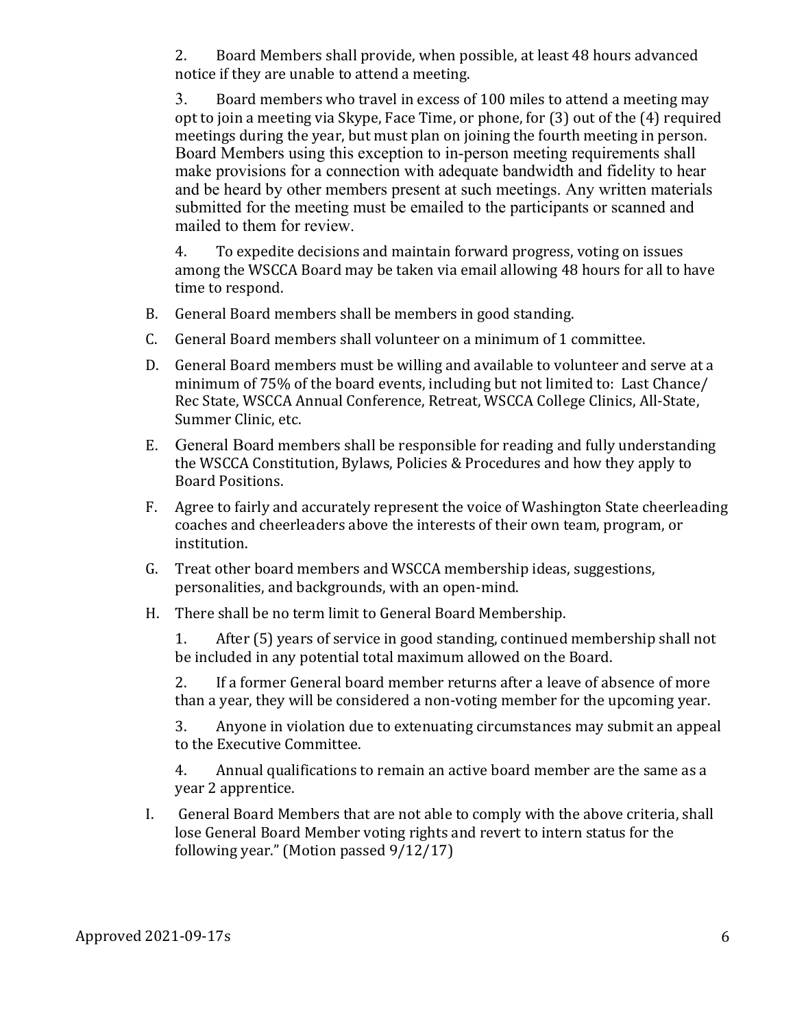2. Board Members shall provide, when possible, at least 48 hours advanced notice if they are unable to attend a meeting.

3. Board members who travel in excess of 100 miles to attend a meeting may opt to join a meeting via Skype, Face Time, or phone, for (3) out of the (4) required meetings during the year, but must plan on joining the fourth meeting in person. Board Members using this exception to in-person meeting requirements shall make provisions for a connection with adequate bandwidth and fidelity to hear and be heard by other members present at such meetings. Any written materials submitted for the meeting must be emailed to the participants or scanned and mailed to them for review.

4. To expedite decisions and maintain forward progress, voting on issues among the WSCCA Board may be taken via email allowing 48 hours for all to have time to respond.

B. General Board members shall be members in good standing.

C. General Board members shall volunteer on a minimum of 1 committee.

D. General Board members must be willing and available to volunteer and serve at a minimum of 75% of the board events, including but not limited to: Last Chance/ Rec State, WSCCA Annual Conference, Retreat, WSCCA College Clinics, All-State, Summer Clinic, etc.

E. General Board members shall be responsible for reading and fully understanding the WSCCA Constitution, Bylaws, Policies & Procedures and how they apply to Board Positions.

F. Agree to fairly and accurately represent the voice of Washington State cheerleading coaches and cheerleaders above the interests of their own team, program, or institution.

G. Treat other board members and WSCCA membership ideas, suggestions, personalities, and backgrounds, with an open-mind.

H. There shall be no term limit to General Board Membership.

1. After (5) years of service in good standing, continued membership shall not be included in any potential total maximum allowed on the Board.

2. If a former General board member returns after a leave of absence of more than a year, they will be considered a non-voting member for the upcoming year.

3. Anyone in violation due to extenuating circumstances may submit an appeal to the Executive Committee.

4. Annual qualifications to remain an active board member are the same as a year 2 apprentice.

I. General Board Members that are not able to comply with the above criteria, shall lose General Board Member voting rights and revert to intern status for the following year." (Motion passed 9/12/17)

Approved 2021-09-17s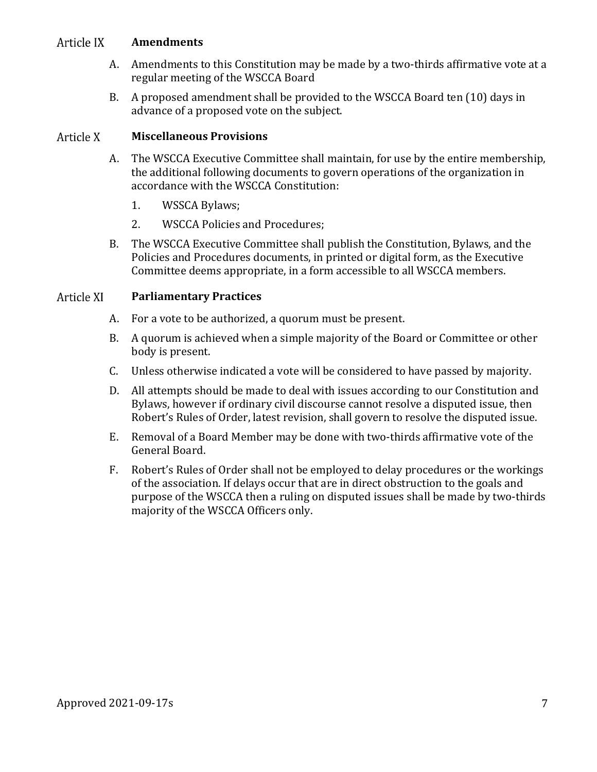## Article IX **Amendments**

A. Amendments to this Constitution may be made by a two-thirds affirmative vote at a regular meeting of the WSCCA Board

B. A proposed amendment shall be provided to the WSCCA Board ten (10) days in advance of a proposed vote on the subject.

## Article X **Miscellaneous Provisions**

A. The WSCCA Executive Committee shall maintain, for use by the entire membership, the additional following documents to govern operations of the organization in accordance with the WSCCA Constitution:

1. WSSCA Bylaws;
2. WSCCA Policies and Procedures;

B. The WSCCA Executive Committee shall publish the Constitution, Bylaws, and the Policies and Procedures documents, in printed or digital form, as the Executive Committee deems appropriate, in a form accessible to all WSCCA members.

## Article XI **Parliamentary Practices**

A. For a vote to be authorized, a quorum must be present.

B. A quorum is achieved when a simple majority of the Board or Committee or other body is present.

C. Unless otherwise indicated a vote will be considered to have passed by majority.

D. All attempts should be made to deal with issues according to our Constitution and Bylaws, however if ordinary civil discourse cannot resolve a disputed issue, then Robert's Rules of Order, latest revision, shall govern to resolve the disputed issue.

E. Removal of a Board Member may be done with two-thirds affirmative vote of the General Board.

F. Robert's Rules of Order shall not be employed to delay procedures or the workings of the association. If delays occur that are in direct obstruction to the goals and purpose of the WSCCA then a ruling on disputed issues shall be made by two-thirds majority of the WSCCA Officers only.

Approved 2021-09-17s